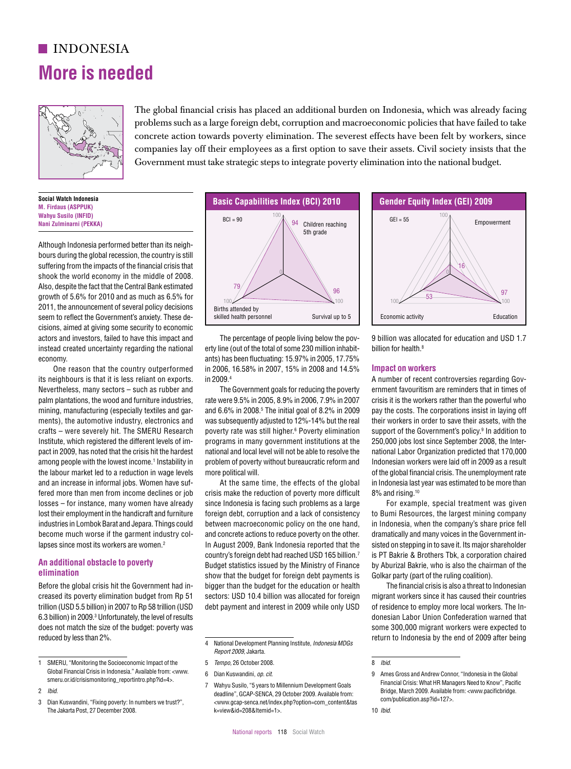# INDONESIA

# More is needed

The global financial crisis has placed an additional burden on Indonesia, which was already facing problems such as a large foreign debt, corruption and macroeconomic policies that have failed to take concrete action towards poverty elimination. The severest effects have been felt by workers, since companies lay off their employees as a first option to save their assets. Civil society insists that the Government must take strategic steps to integrate poverty elimination into the national budget.

**Social Watch Indonesia**
**M. Firdaus (ASPPUK)**
**Wahyu Susilo (INFID)**
**Nani Zulminarni (PEKKA)**

Although Indonesia performed better than its neighbours during the global recession, the country is still suffering from the impacts of the financial crisis that shook the world economy in the middle of 2008. Also, despite the fact that the Central Bank estimated growth of 5.6% for 2010 and as much as 6.5% for 2011, the announcement of several policy decisions seem to reflect the Government's anxiety. These decisions, aimed at giving some security to economic actors and investors, failed to have this impact and instead created uncertainty regarding the national economy.

One reason that the country outperformed its neighbours is that it is less reliant on exports. Nevertheless, many sectors – such as rubber and palm plantations, the wood and furniture industries, mining, manufacturing (especially textiles and garments), the automotive industry, electronics and crafts – were severely hit. The SMERU Research Institute, which registered the different levels of impact in 2009, has noted that the crisis hit the hardest among people with the lowest income.[1] Instability in the labour market led to a reduction in wage levels and an increase in informal jobs. Women have suffered more than men from income declines or job losses – for instance, many women have already lost their employment in the handicraft and furniture industries in Lombok Barat and Jepara. Things could become much worse if the garment industry collapses since most its workers are women.[2]

## An additional obstacle to poverty elimination

Before the global crisis hit the Government had increased its poverty elimination budget from Rp 51 trillion (USD 5.5 billion) in 2007 to Rp 58 trillion (USD 6.3 billion) in 2009.[3] Unfortunately, the level of results does not match the size of the budget: poverty was reduced by less than 2%.

**Basic Capabilities Index (BCI) 2010**

BCI = 90

| Indicator | Value |
|---|---|
| Children reaching 5th grade | 94 |
| Survival up to 5 | 96 |
| Births attended by skilled health personnel | 79 |

The percentage of people living below the poverty line (out of the total of some 230 million inhabitants) has been fluctuating: 15.97% in 2005, 17.75% in 2006, 16.58% in 2007, 15% in 2008 and 14.5% in 2009.[4]

The Government goals for reducing the poverty rate were 9.5% in 2005, 8.9% in 2006, 7.9% in 2007 and 6.6% in 2008.[5] The initial goal of 8.2% in 2009 was subsequently adjusted to 12%-14% but the real poverty rate was still higher.[6] Poverty elimination programs in many government institutions at the national and local level will not be able to resolve the problem of poverty without bureaucratic reform and more political will.

At the same time, the effects of the global crisis make the reduction of poverty more difficult since Indonesia is facing such problems as a large foreign debt, corruption and a lack of consistency between macroeconomic policy on the one hand, and concrete actions to reduce poverty on the other. In August 2009, Bank Indonesia reported that the country's foreign debt had reached USD 165 billion.[7] Budget statistics issued by the Ministry of Finance show that the budget for foreign debt payments is bigger than the budget for the education or health sectors: USD 10.4 billion was allocated for foreign debt payment and interest in 2009 while only USD 9 billion was allocated for education and USD 1.7 billion for health.[8]

**Gender Equity Index (GEI) 2009**

GEI = 55

| Indicator | Value |
|---|---|
| Empowerment | 16 |
| Education | 97 |
| Economic activity | 53 |

## Impact on workers

A number of recent controversies regarding Government favouritism are reminders that in times of crisis it is the workers rather than the powerful who pay the costs. The corporations insist in laying off their workers in order to save their assets, with the support of the Government's policy.[9] In addition to 250,000 jobs lost since September 2008, the International Labor Organization predicted that 170,000 Indonesian workers were laid off in 2009 as a result of the global financial crisis. The unemployment rate in Indonesia last year was estimated to be more than 8% and rising.[10]

For example, special treatment was given to Bumi Resources, the largest mining company in Indonesia, when the company's share price fell dramatically and many voices in the Government insisted on stepping in to save it. Its major shareholder is PT Bakrie & Brothers Tbk, a corporation chaired by Aburizal Bakrie, who is also the chairman of the Golkar party (part of the ruling coalition).

The financial crisis is also a threat to Indonesian migrant workers since it has caused their countries of residence to employ more local workers. The Indonesian Labor Union Confederation warned that some 300,000 migrant workers were expected to return to Indonesia by the end of 2009 after being

---

1 SMERU, "Monitoring the Socioeconomic Impact of the Global Financial Crisis in Indonesia." Available from: <www.smeru.or.id/crisismonitoring_reportintro.php?id=4>.

2 *Ibid.*

3 Dian Kuswandini, "Fixing poverty: In numbers we trust?", The Jakarta Post, 27 December 2008.

4 National Development Planning Institute, *Indonesia MDGs Report 2009*, Jakarta.

5 *Tempo*, 26 October 2008.

6 Dian Kuswandini, *op. cit.*

7 Wahyu Susilo, "5 years to Millennium Development Goals deadline", GCAP-SENCA, 29 October 2009. Available from: <www.gcap-senca.net/index.php?option=com_content&task=view&id=208&Itemid=1>.

8 *Ibid.*

9 Ames Gross and Andrew Connor, "Indonesia in the Global Financial Crisis: What HR Managers Need to Know", Pacific Bridge, March 2009. Available from: <www.pacificbridge.com/publication.asp?id=127>.

10 *Ibid.*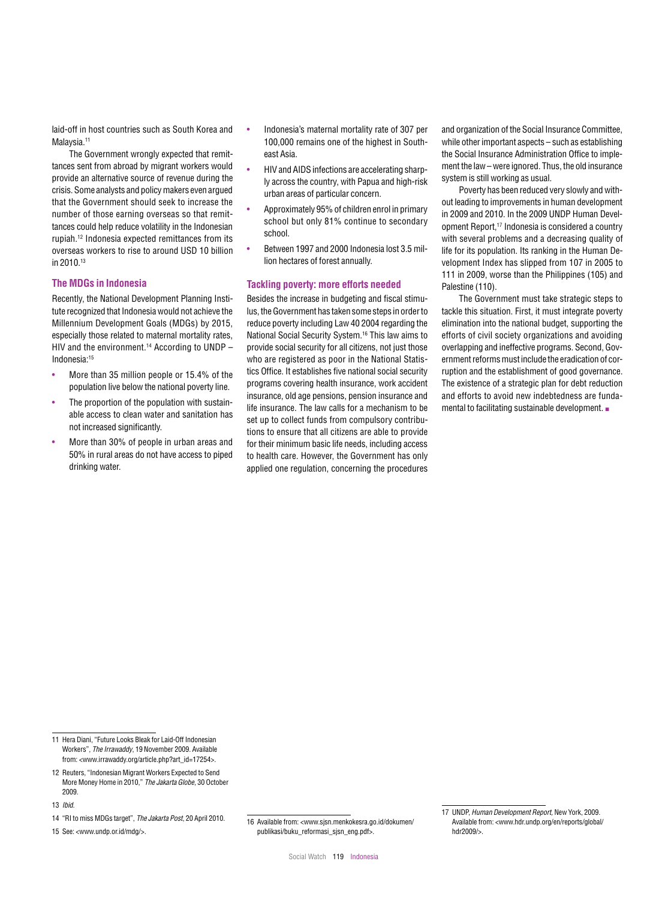laid-off in host countries such as South Korea and Malaysia.[11]

The Government wrongly expected that remittances sent from abroad by migrant workers would provide an alternative source of revenue during the crisis. Some analysts and policy makers even argued that the Government should seek to increase the number of those earning overseas so that remittances could help reduce volatility in the Indonesian rupiah.[12] Indonesia expected remittances from its overseas workers to rise to around USD 10 billion in 2010.[13]

## The MDGs in Indonesia

Recently, the National Development Planning Institute recognized that Indonesia would not achieve the Millennium Development Goals (MDGs) by 2015, especially those related to maternal mortality rates, HIV and the environment.[14] According to UNDP – Indonesia:[15]

- More than 35 million people or 15.4% of the population live below the national poverty line.
- The proportion of the population with sustainable access to clean water and sanitation has not increased significantly.
- More than 30% of people in urban areas and 50% in rural areas do not have access to piped drinking water.
- Indonesia's maternal mortality rate of 307 per 100,000 remains one of the highest in Southeast Asia.
- HIV and AIDS infections are accelerating sharply across the country, with Papua and high-risk urban areas of particular concern.
- Approximately 95% of children enrol in primary school but only 81% continue to secondary school.
- Between 1997 and 2000 Indonesia lost 3.5 million hectares of forest annually.

## Tackling poverty: more efforts needed

Besides the increase in budgeting and fiscal stimulus, the Government has taken some steps in order to reduce poverty including Law 40 2004 regarding the National Social Security System.[16] This law aims to provide social security for all citizens, not just those who are registered as poor in the National Statistics Office. It establishes five national social security programs covering health insurance, work accident insurance, old age pensions, pension insurance and life insurance. The law calls for a mechanism to be set up to collect funds from compulsory contributions to ensure that all citizens are able to provide for their minimum basic life needs, including access to health care. However, the Government has only applied one regulation, concerning the procedures and organization of the Social Insurance Committee, while other important aspects – such as establishing the Social Insurance Administration Office to implement the law – were ignored. Thus, the old insurance system is still working as usual.

Poverty has been reduced very slowly and without leading to improvements in human development in 2009 and 2010. In the 2009 UNDP Human Development Report,[17] Indonesia is considered a country with several problems and a decreasing quality of life for its population. Its ranking in the Human Development Index has slipped from 107 in 2005 to 111 in 2009, worse than the Philippines (105) and Palestine (110).

The Government must take strategic steps to tackle this situation. First, it must integrate poverty elimination into the national budget, supporting the efforts of civil society organizations and avoiding overlapping and ineffective programs. Second, Government reforms must include the eradication of corruption and the establishment of good governance. The existence of a strategic plan for debt reduction and efforts to avoid new indebtedness are fundamental to facilitating sustainable development. ■

---

11 Hera Diani, "Future Looks Bleak for Laid-Off Indonesian Workers", *The Irrawaddy*, 19 November 2009. Available from: <www.irrawaddy.org/article.php?art_id=17254>.

12 Reuters, "Indonesian Migrant Workers Expected to Send More Money Home in 2010," *The Jakarta Globe*, 30 October 2009.

13 *Ibid.*

14 "RI to miss MDGs target", *The Jakarta Post*, 20 April 2010.

15 See: <www.undp.or.id/mdg/>.

16 Available from: <www.sjsn.menkokesra.go.id/dokumen/publikasi/buku_reformasi_sjsn_eng.pdf>.

17 UNDP, *Human Development Report*, New York, 2009. Available from: <www.hdr.undp.org/en/reports/global/hdr2009/>.